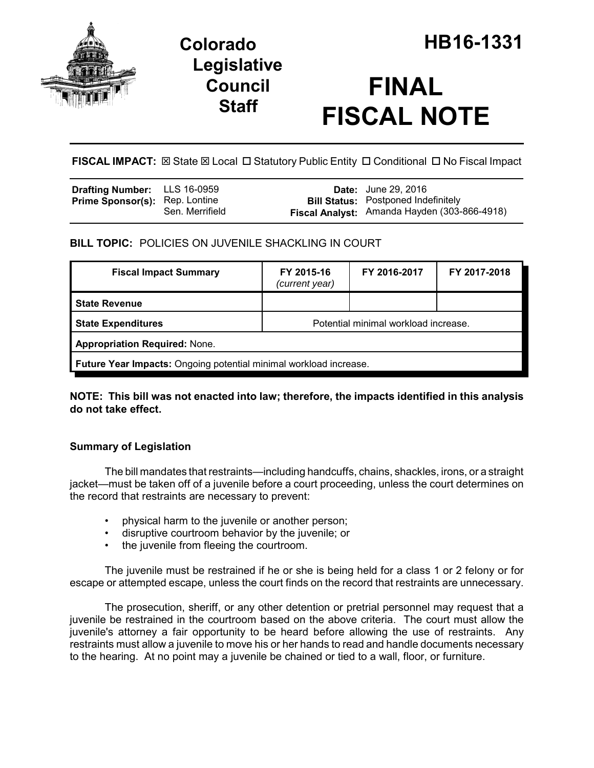# Colorado Legislative Council Staff

# HB16-1331

# FINAL FISCAL NOTE

**FISCAL IMPACT:** ☒ State ☒ Local ☐ Statutory Public Entity ☐ Conditional ☐ No Fiscal Impact

| | | | |
|---|---|---|---|
| **Drafting Number:** | LLS 16-0959 | **Date:** | June 29, 2016 |
| **Prime Sponsor(s):** | Rep. Lontine<br>Sen. Merrifield | **Bill Status:** | Postponed Indefinitely |
| | | **Fiscal Analyst:** | Amanda Hayden (303-866-4918) |

**BILL TOPIC:** POLICIES ON JUVENILE SHACKLING IN COURT

| Fiscal Impact Summary | FY 2015-16 *(current year)* | FY 2016-2017 | FY 2017-2018 |
|---|---|---|---|
| **State Revenue** | | | |
| **State Expenditures** | Potential minimal workload increase. | | |
| **Appropriation Required:** None. | | | |
| **Future Year Impacts:** Ongoing potential minimal workload increase. | | | |

**NOTE: This bill was not enacted into law; therefore, the impacts identified in this analysis do not take effect.**

### Summary of Legislation

The bill mandates that restraints—including handcuffs, chains, shackles, irons, or a straight jacket—must be taken off of a juvenile before a court proceeding, unless the court determines on the record that restraints are necessary to prevent:

- physical harm to the juvenile or another person;
- disruptive courtroom behavior by the juvenile; or
- the juvenile from fleeing the courtroom.

The juvenile must be restrained if he or she is being held for a class 1 or 2 felony or for escape or attempted escape, unless the court finds on the record that restraints are unnecessary.

The prosecution, sheriff, or any other detention or pretrial personnel may request that a juvenile be restrained in the courtroom based on the above criteria. The court must allow the juvenile's attorney a fair opportunity to be heard before allowing the use of restraints. Any restraints must allow a juvenile to move his or her hands to read and handle documents necessary to the hearing. At no point may a juvenile be chained or tied to a wall, floor, or furniture.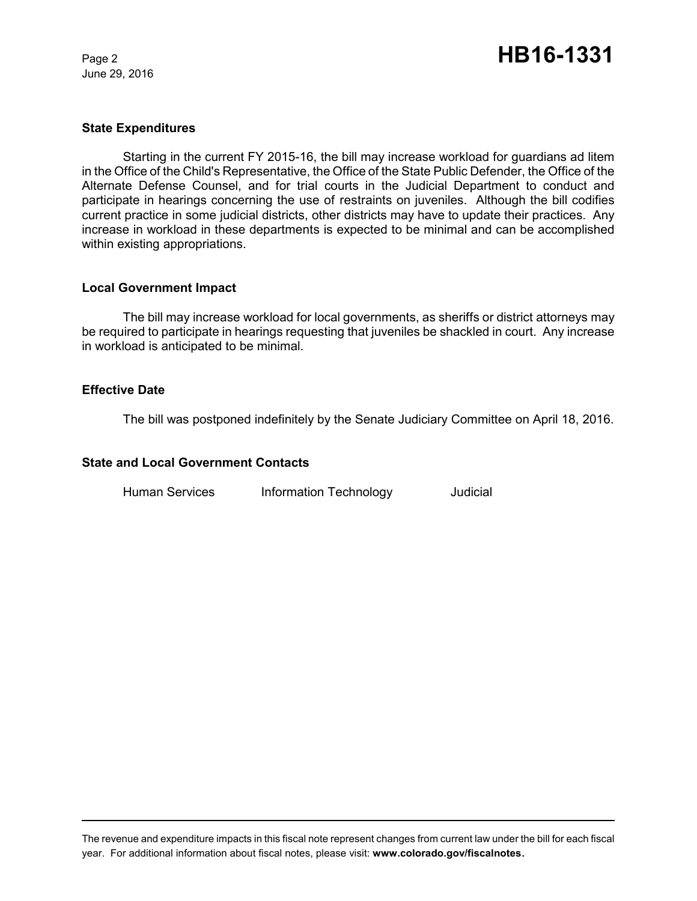**State Expenditures**

Starting in the current FY 2015-16, the bill may increase workload for guardians ad litem in the Office of the Child's Representative, the Office of the State Public Defender, the Office of the Alternate Defense Counsel, and for trial courts in the Judicial Department to conduct and participate in hearings concerning the use of restraints on juveniles. Although the bill codifies current practice in some judicial districts, other districts may have to update their practices. Any increase in workload in these departments is expected to be minimal and can be accomplished within existing appropriations.

**Local Government Impact**

The bill may increase workload for local governments, as sheriffs or district attorneys may be required to participate in hearings requesting that juveniles be shackled in court. Any increase in workload is anticipated to be minimal.

**Effective Date**

The bill was postponed indefinitely by the Senate Judiciary Committee on April 18, 2016.

**State and Local Government Contacts**

Human Services  Information Technology  Judicial

The revenue and expenditure impacts in this fiscal note represent changes from current law under the bill for each fiscal year. For additional information about fiscal notes, please visit: **www.colorado.gov/fiscalnotes.**